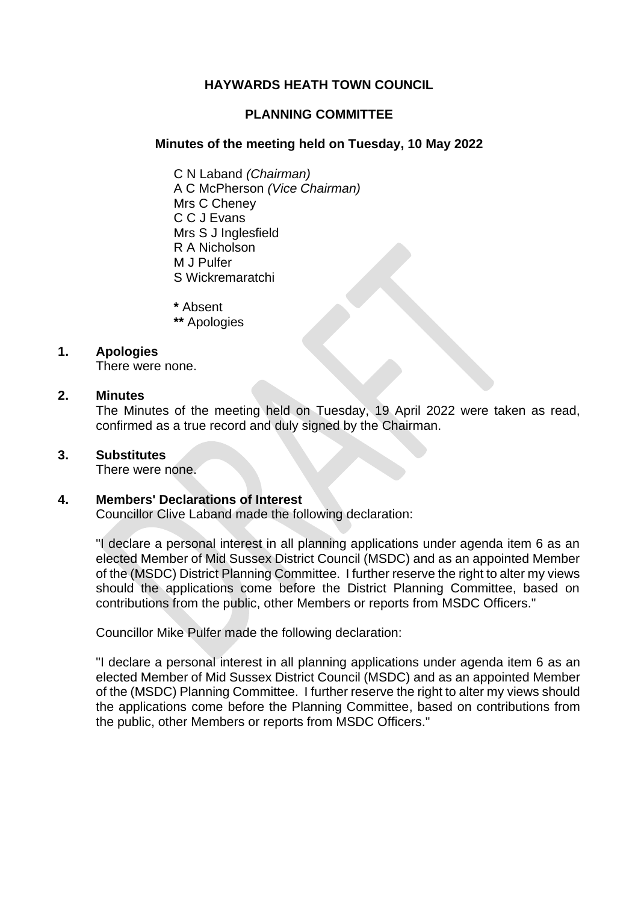**HAYWARDS HEATH TOWN COUNCIL**

**PLANNING COMMITTEE**

**Minutes of the meeting held on Tuesday, 10 May 2022**

C N Laband *(Chairman)*  
A C McPherson *(Vice Chairman)*  
Mrs C Cheney  
C C J Evans  
Mrs S J Inglesfield  
R A Nicholson  
M J Pulfer  
S Wickremaratchi

**\*** Absent  
**\*\*** Apologies

## 1. Apologies

There were none.

## 2. Minutes

The Minutes of the meeting held on Tuesday, 19 April 2022 were taken as read, confirmed as a true record and duly signed by the Chairman.

## 3. Substitutes

There were none.

## 4. Members' Declarations of Interest

Councillor Clive Laband made the following declaration:

"I declare a personal interest in all planning applications under agenda item 6 as an elected Member of Mid Sussex District Council (MSDC) and as an appointed Member of the (MSDC) District Planning Committee. I further reserve the right to alter my views should the applications come before the District Planning Committee, based on contributions from the public, other Members or reports from MSDC Officers."

Councillor Mike Pulfer made the following declaration:

"I declare a personal interest in all planning applications under agenda item 6 as an elected Member of Mid Sussex District Council (MSDC) and as an appointed Member of the (MSDC) Planning Committee. I further reserve the right to alter my views should the applications come before the Planning Committee, based on contributions from the public, other Members or reports from MSDC Officers."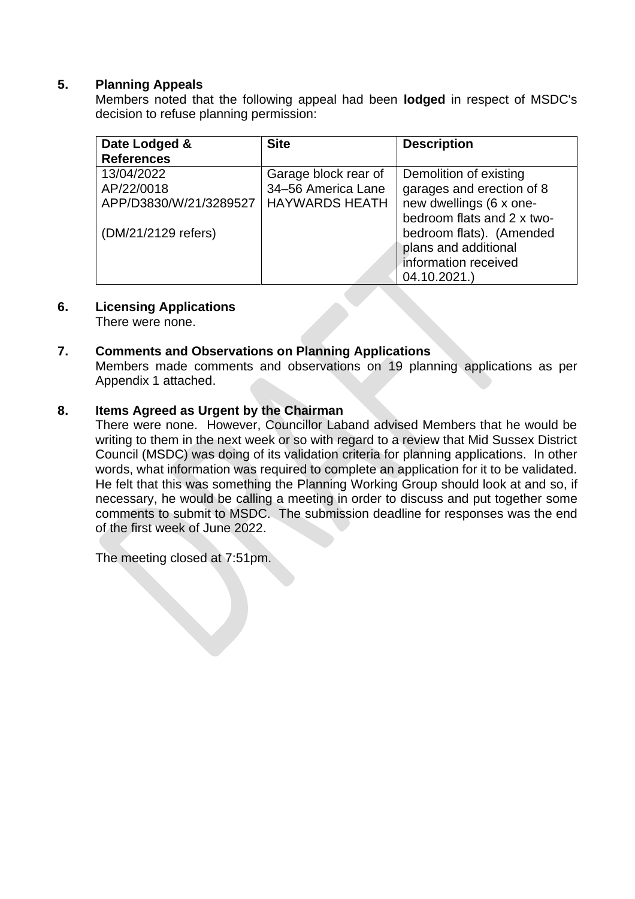## 5. Planning Appeals

Members noted that the following appeal had been **lodged** in respect of MSDC's decision to refuse planning permission:

| Date Lodged & References | Site | Description |
|---|---|---|
| 13/04/2022<br>AP/22/0018<br>APP/D3830/W/21/3289527<br><br>(DM/21/2129 refers) | Garage block rear of 34–56 America Lane HAYWARDS HEATH | Demolition of existing garages and erection of 8 new dwellings (6 x one-bedroom flats and 2 x two-bedroom flats). (Amended plans and additional information received 04.10.2021.) |

## 6. Licensing Applications

There were none.

## 7. Comments and Observations on Planning Applications

Members made comments and observations on 19 planning applications as per Appendix 1 attached.

## 8. Items Agreed as Urgent by the Chairman

There were none. However, Councillor Laband advised Members that he would be writing to them in the next week or so with regard to a review that Mid Sussex District Council (MSDC) was doing of its validation criteria for planning applications. In other words, what information was required to complete an application for it to be validated. He felt that this was something the Planning Working Group should look at and so, if necessary, he would be calling a meeting in order to discuss and put together some comments to submit to MSDC. The submission deadline for responses was the end of the first week of June 2022.

The meeting closed at 7:51pm.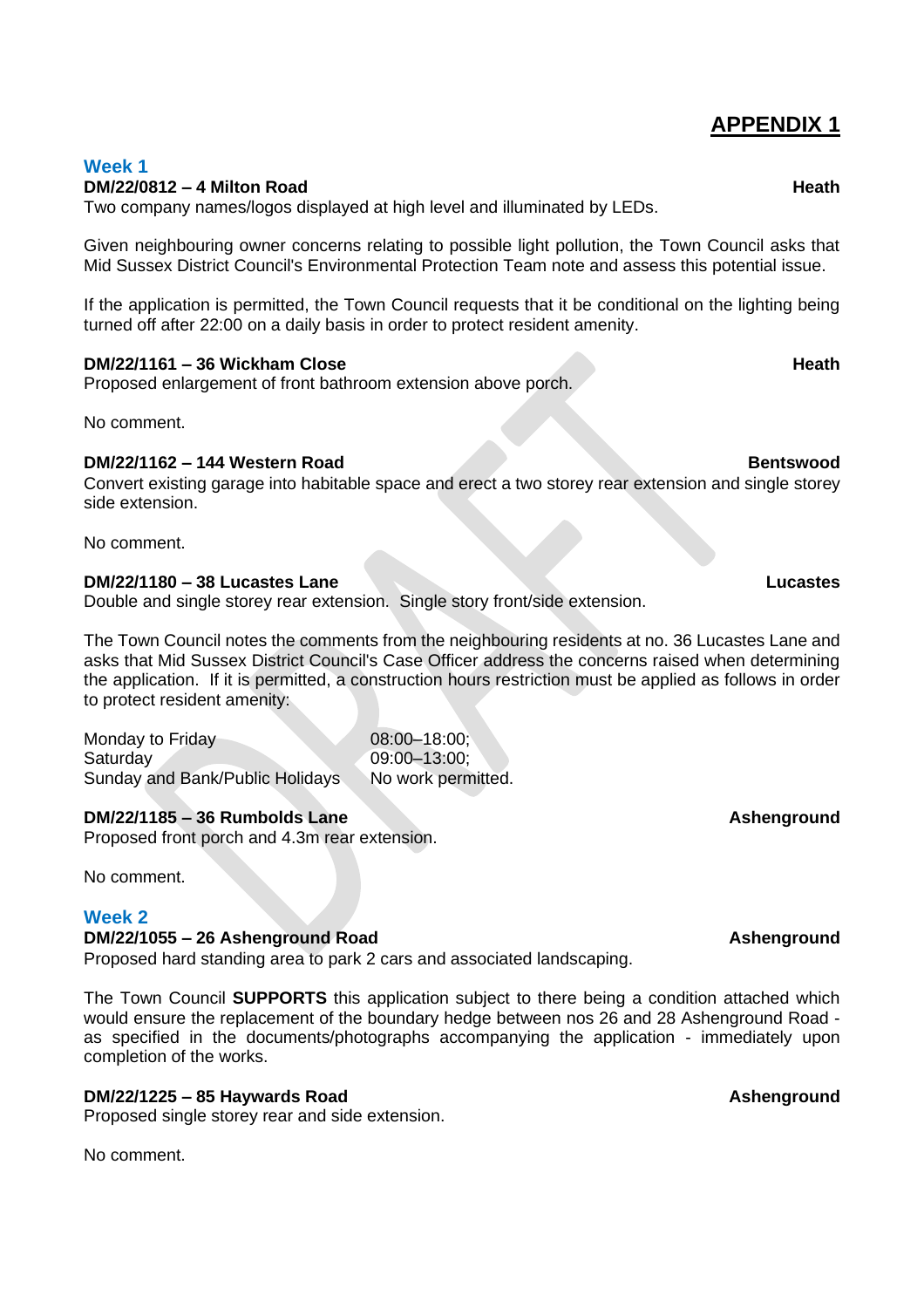# APPENDIX 1

## Week 1

**DM/22/0812 – 4 Milton Road** **Heath**

Two company names/logos displayed at high level and illuminated by LEDs.

Given neighbouring owner concerns relating to possible light pollution, the Town Council asks that Mid Sussex District Council's Environmental Protection Team note and assess this potential issue.

If the application is permitted, the Town Council requests that it be conditional on the lighting being turned off after 22:00 on a daily basis in order to protect resident amenity.

**DM/22/1161 – 36 Wickham Close** **Heath**

Proposed enlargement of front bathroom extension above porch.

No comment.

**DM/22/1162 – 144 Western Road** **Bentswood**

Convert existing garage into habitable space and erect a two storey rear extension and single storey side extension.

No comment.

**DM/22/1180 – 38 Lucastes Lane** **Lucastes**

Double and single storey rear extension. Single story front/side extension.

The Town Council notes the comments from the neighbouring residents at no. 36 Lucastes Lane and asks that Mid Sussex District Council's Case Officer address the concerns raised when determining the application. If it is permitted, a construction hours restriction must be applied as follows in order to protect resident amenity:

| | |
|---|---|
| Monday to Friday | 08:00–18:00; |
| Saturday | 09:00–13:00; |
| Sunday and Bank/Public Holidays | No work permitted. |

**DM/22/1185 – 36 Rumbolds Lane** **Ashenground**

Proposed front porch and 4.3m rear extension.

No comment.

## Week 2

**DM/22/1055 – 26 Ashenground Road** **Ashenground**

Proposed hard standing area to park 2 cars and associated landscaping.

The Town Council **SUPPORTS** this application subject to there being a condition attached which would ensure the replacement of the boundary hedge between nos 26 and 28 Ashenground Road - as specified in the documents/photographs accompanying the application - immediately upon completion of the works.

**DM/22/1225 – 85 Haywards Road** **Ashenground**

Proposed single storey rear and side extension.

No comment.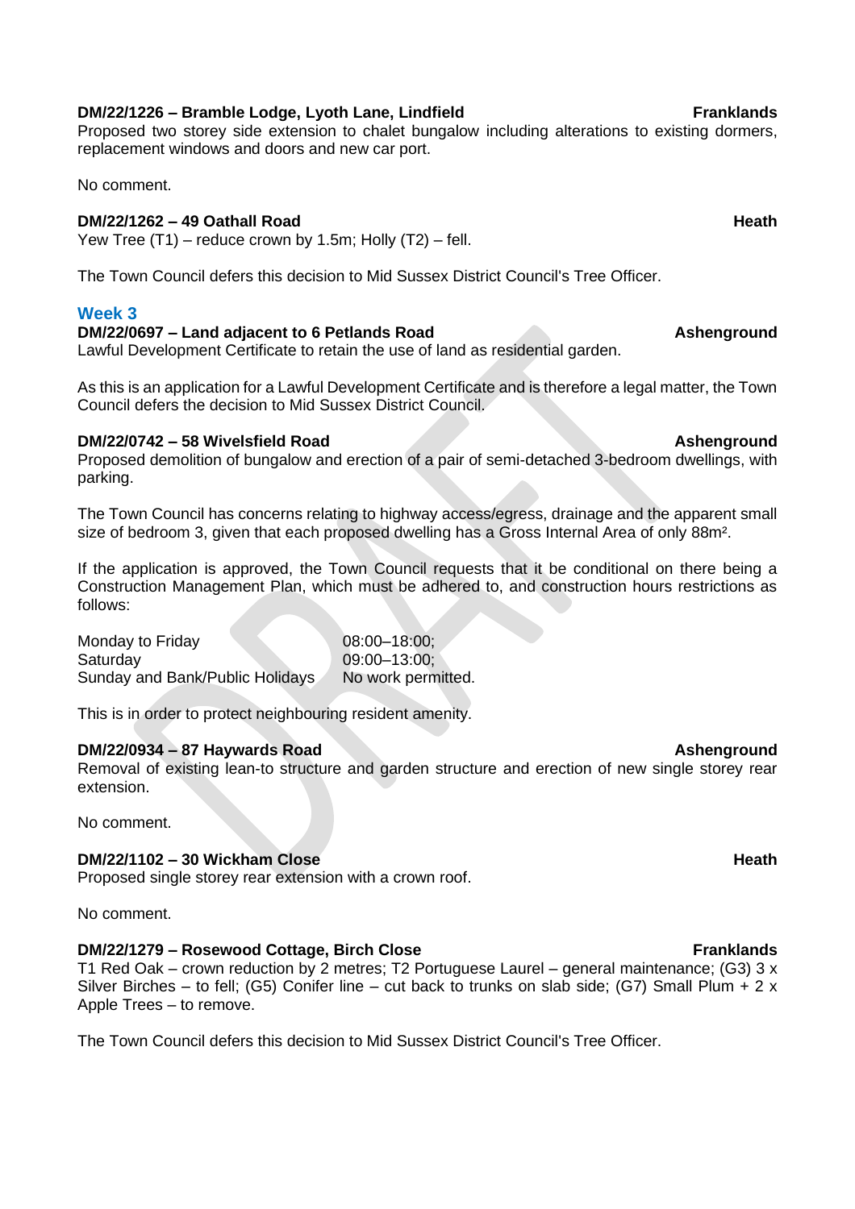**DM/22/1226 – Bramble Lodge, Lyoth Lane, Lindfield** **Franklands**
Proposed two storey side extension to chalet bungalow including alterations to existing dormers, replacement windows and doors and new car port.

No comment.

**DM/22/1262 – 49 Oathall Road** **Heath**
Yew Tree (T1) – reduce crown by 1.5m; Holly (T2) – fell.

The Town Council defers this decision to Mid Sussex District Council's Tree Officer.

### Week 3

**DM/22/0697 – Land adjacent to 6 Petlands Road** **Ashenground**
Lawful Development Certificate to retain the use of land as residential garden.

As this is an application for a Lawful Development Certificate and is therefore a legal matter, the Town Council defers the decision to Mid Sussex District Council.

**DM/22/0742 – 58 Wivelsfield Road** **Ashenground**
Proposed demolition of bungalow and erection of a pair of semi-detached 3-bedroom dwellings, with parking.

The Town Council has concerns relating to highway access/egress, drainage and the apparent small size of bedroom 3, given that each proposed dwelling has a Gross Internal Area of only 88m².

If the application is approved, the Town Council requests that it be conditional on there being a Construction Management Plan, which must be adhered to, and construction hours restrictions as follows:

| | |
|---|---|
| Monday to Friday | 08:00–18:00; |
| Saturday | 09:00–13:00; |
| Sunday and Bank/Public Holidays | No work permitted. |

This is in order to protect neighbouring resident amenity.

**DM/22/0934 – 87 Haywards Road** **Ashenground**
Removal of existing lean-to structure and garden structure and erection of new single storey rear extension.

No comment.

**DM/22/1102 – 30 Wickham Close** **Heath**
Proposed single storey rear extension with a crown roof.

No comment.

**DM/22/1279 – Rosewood Cottage, Birch Close** **Franklands**
T1 Red Oak – crown reduction by 2 metres; T2 Portuguese Laurel – general maintenance; (G3) 3 x Silver Birches – to fell; (G5) Conifer line – cut back to trunks on slab side; (G7) Small Plum + 2 x Apple Trees – to remove.

The Town Council defers this decision to Mid Sussex District Council's Tree Officer.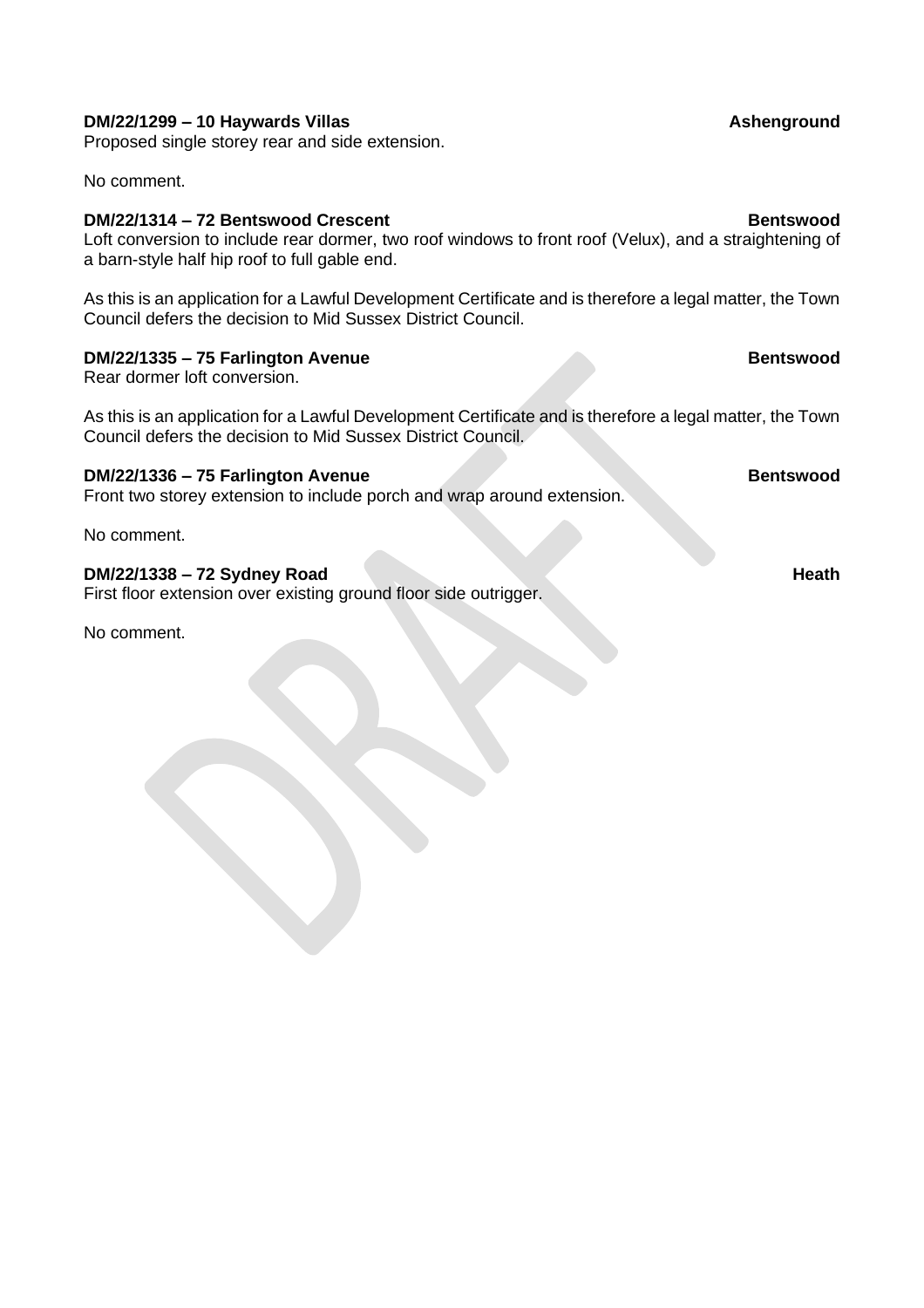**DM/22/1299 – 10 Haywards Villas** **Ashenground**

Proposed single storey rear and side extension.

No comment.

**DM/22/1314 – 72 Bentswood Crescent** **Bentswood**

Loft conversion to include rear dormer, two roof windows to front roof (Velux), and a straightening of a barn-style half hip roof to full gable end.

As this is an application for a Lawful Development Certificate and is therefore a legal matter, the Town Council defers the decision to Mid Sussex District Council.

**DM/22/1335 – 75 Farlington Avenue** **Bentswood**

Rear dormer loft conversion.

As this is an application for a Lawful Development Certificate and is therefore a legal matter, the Town Council defers the decision to Mid Sussex District Council.

**DM/22/1336 – 75 Farlington Avenue** **Bentswood**

Front two storey extension to include porch and wrap around extension.

No comment.

**DM/22/1338 – 72 Sydney Road** **Heath**

First floor extension over existing ground floor side outrigger.

No comment.